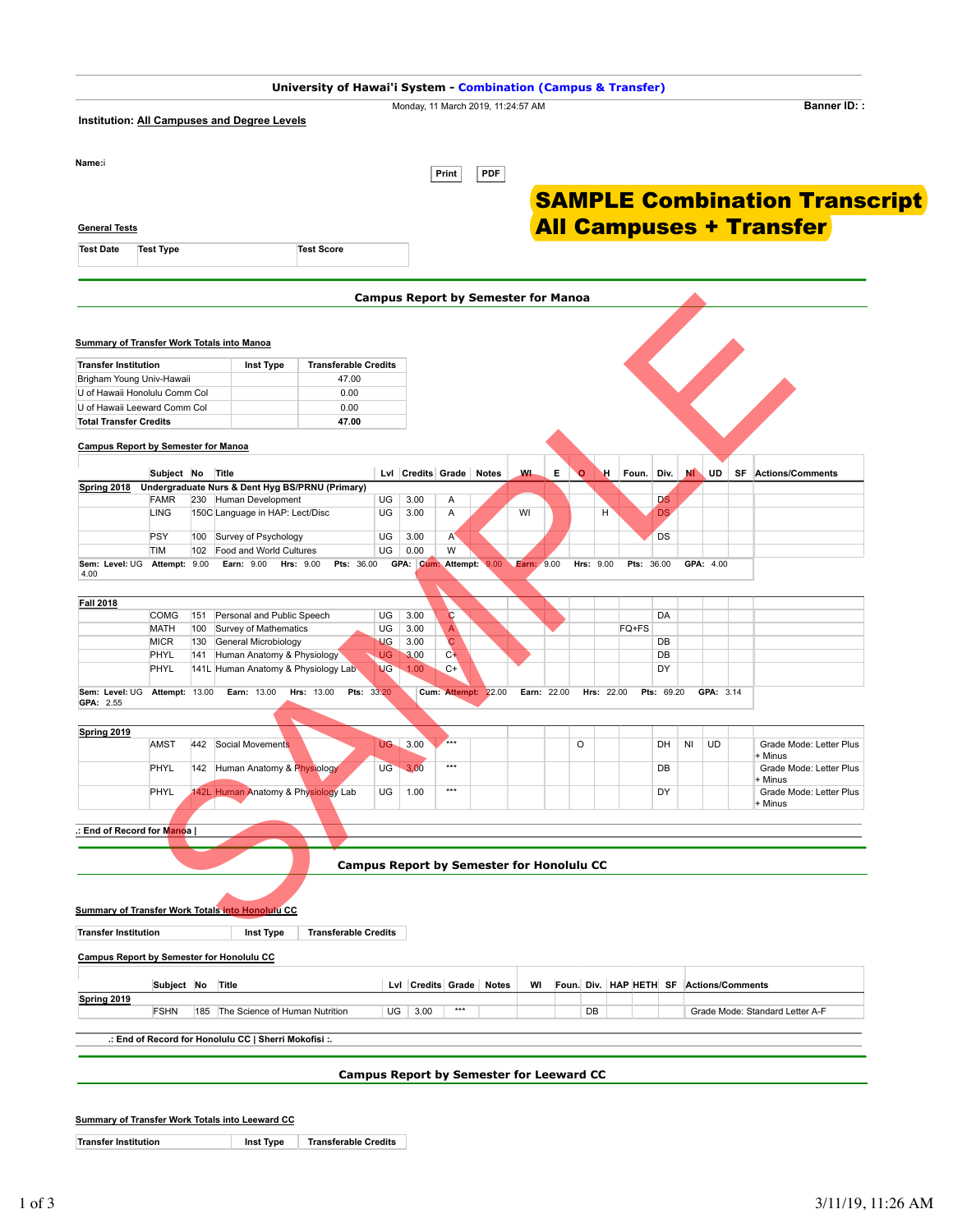**University of Hawai'i System - Combination (Campus & Transfer)**

Monday, 11 March 2019, 11:24:57 AM

**Banner ID: :**

**Institution:** All Campuses and Degree Levels

**Name:**i

Print | PDF

**SAMPLE Combination Transcript All Campuses + Transfer**

**General Tests**

| Test Date | Test Type | Test Score |
|---|---|---|

## Campus Report by Semester for Manoa

**Summary of Transfer Work Totals into Manoa**

| Transfer Institution | Inst Type | Transferable Credits |
|---|---|---|
| Brigham Young Univ-Hawaii | | 47.00 |
| U of Hawaii Honolulu Comm Col | | 0.00 |
| U of Hawaii Leeward Comm Col | | 0.00 |
| **Total Transfer Credits** | | **47.00** |

**Campus Report by Semester for Manoa**

| | Subject | No | Title | Lvl | Credits | Grade | Notes | WI | E | O | H | Foun. | Div. | NI | UD | SF | Actions/Comments |
|---|---|---|---|---|---|---|---|---|---|---|---|---|---|---|---|---|---|
| **Spring 2018** | **Undergraduate Nurs & Dent Hyg BS/PRNU (Primary)** | | | | | | | | | | | | | | | | |
| | FAMR | 230 | Human Development | UG | 3.00 | A | | | | | | | DS | | | | |
| | LING | 150C | Language in HAP: Lect/Disc | UG | 3.00 | A | | WI | | | H | | DS | | | | |
| | PSY | 100 | Survey of Psychology | UG | 3.00 | A | | | | | | | DS | | | | |
| | TIM | 102 | Food and World Cultures | UG | 0.00 | W | | | | | | | | | | | |

Sem: Level: UG Attempt: 9.00 Earn: 9.00 Hrs: 9.00 Pts: 36.00 GPA: 4.00 Cum: Attempt: 9.00 Earn: 9.00 Hrs: 9.00 Pts: 36.00 GPA: 4.00

| | Subject | No | Title | Lvl | Credits | Grade | Notes | WI | E | O | H | Foun. | Div. | NI | UD | SF | Actions/Comments |
|---|---|---|---|---|---|---|---|---|---|---|---|---|---|---|---|---|---|
| **Fall 2018** | | | | | | | | | | | | | | | | | |
| | COMG | 151 | Personal and Public Speech | UG | 3.00 | C | | | | | | | DA | | | | |
| | MATH | 100 | Survey of Mathematics | UG | 3.00 | A | | | | | | FQ+FS | | | | | |
| | MICR | 130 | General Microbiology | UG | 3.00 | C | | | | | | | DB | | | | |
| | PHYL | 141 | Human Anatomy & Physiology | UG | 3.00 | C+ | | | | | | | DB | | | | |
| | PHYL | 141L | Human Anatomy & Physiology Lab | UG | 1.00 | C+ | | | | | | | DY | | | | |

Sem: Level: UG Attempt: 13.00 Earn: 13.00 Hrs: 13.00 Pts: 33.20 GPA: 2.55 Cum: Attempt: 22.00 Earn: 22.00 Hrs: 22.00 Pts: 69.20 GPA: 3.14

| | Subject | No | Title | Lvl | Credits | Grade | Notes | WI | E | O | H | Foun. | Div. | NI | UD | SF | Actions/Comments |
|---|---|---|---|---|---|---|---|---|---|---|---|---|---|---|---|---|---|
| **Spring 2019** | | | | | | | | | | | | | | | | | |
| | AMST | 442 | Social Movements | UG | 3.00 | *** | | | | O | | | DH | NI | UD | | Grade Mode: Letter Plus + Minus |
| | PHYL | 142 | Human Anatomy & Physiology | UG | 3.00 | *** | | | | | | | DB | | | | Grade Mode: Letter Plus + Minus |
| | PHYL | 142L | Human Anatomy & Physiology Lab | UG | 1.00 | *** | | | | | | | DY | | | | Grade Mode: Letter Plus + Minus |

.: End of Record for Manoa |

## Campus Report by Semester for Honolulu CC

**Summary of Transfer Work Totals into Honolulu CC**

| Transfer Institution | Inst Type | Transferable Credits |
|---|---|---|

**Campus Report by Semester for Honolulu CC**

| | Subject | No | Title | Lvl | Credits | Grade | Notes | WI | Foun. | Div. | HAP | HETH | SF | Actions/Comments |
|---|---|---|---|---|---|---|---|---|---|---|---|---|---|---|
| **Spring 2019** | | | | | | | | | | | | | | |
| | FSHN | 185 | The Science of Human Nutrition | UG | 3.00 | *** | | | | DB | | | | Grade Mode: Standard Letter A-F |

.: End of Record for Honolulu CC | Sherri Mokofisi :.

## Campus Report by Semester for Leeward CC

**Summary of Transfer Work Totals into Leeward CC**

| Transfer Institution | Inst Type | Transferable Credits |
|---|---|---|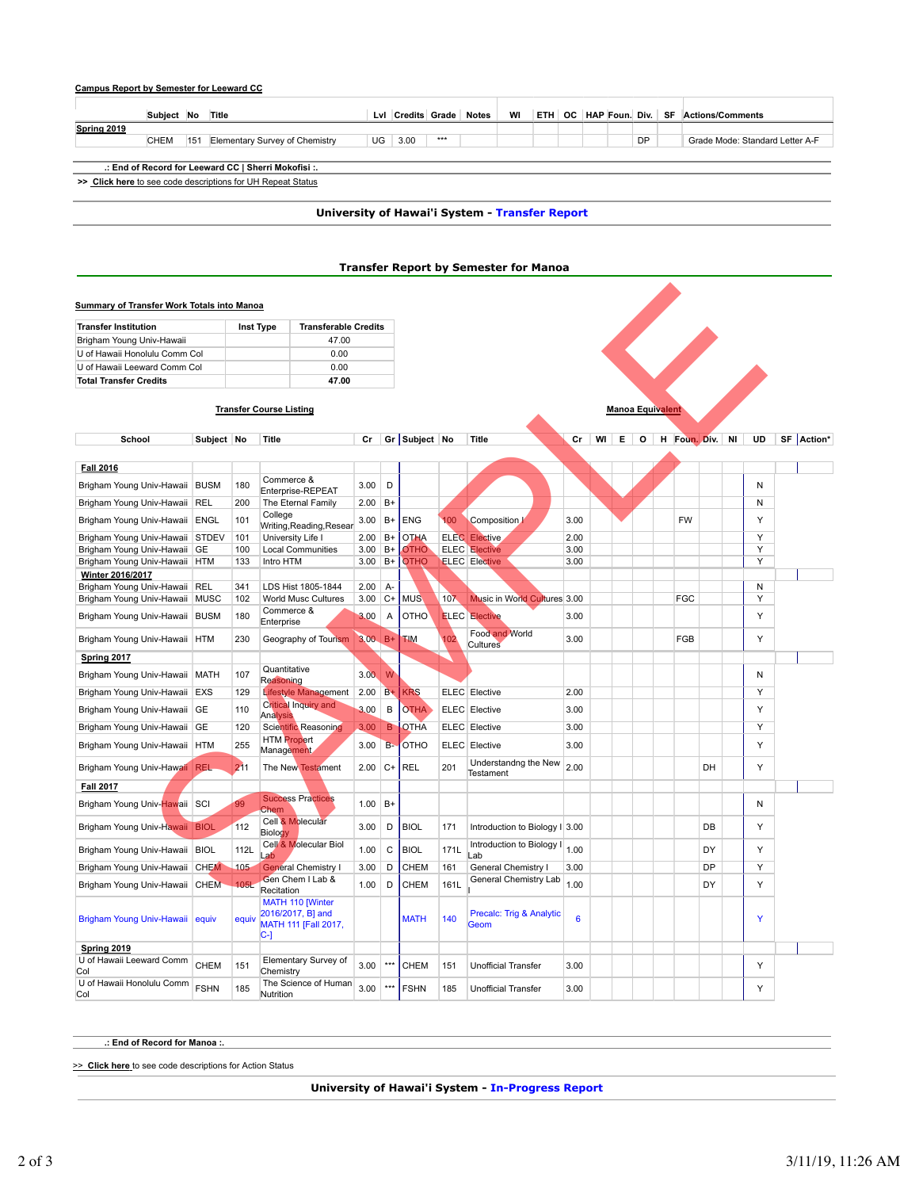**Campus Report by Semester for Leeward CC**

| | Subject | No | Title | Lvl | Credits | Grade | Notes | WI | ETH | OC | HAP | Foun. | Div. | SF | Actions/Comments |
|---|---|---|---|---|---|---|---|---|---|---|---|---|---|---|---|
| **Spring 2019** | | | | | | | | | | | | | | | |
| | CHEM | 151 | Elementary Survey of Chemistry | UG | 3.00 | *** | | | | | | | DP | | Grade Mode: Standard Letter A-F |

.: End of Record for Leeward CC | Sherri Mokofisi :.

>> **Click here** to see code descriptions for UH Repeat Status

## University of Hawai'i System - Transfer Report

### Transfer Report by Semester for Manoa

**Summary of Transfer Work Totals into Manoa**

| Transfer Institution | Inst Type | Transferable Credits |
|---|---|---|
| Brigham Young Univ-Hawaii | | 47.00 |
| U of Hawaii Honolulu Comm Col | | 0.00 |
| U of Hawaii Leeward Comm Col | | 0.00 |
| **Total Transfer Credits** | | **47.00** |

**Transfer Course Listing** / **Manoa Equivalent**

| School | Subject | No | Title | Cr | Gr | Subject | No | Title | Cr | WI | E | O | H | Foun. | Div. | NI | UD | SF | Action* |
|---|---|---|---|---|---|---|---|---|---|---|---|---|---|---|---|---|---|---|---|
| **Fall 2016** | | | | | | | | | | | | | | | | | | | |
| Brigham Young Univ-Hawaii | BUSM | 180 | Commerce & Enterprise-REPEAT | 3.00 | D | | | | | | | | | | | | N | | |
| Brigham Young Univ-Hawaii | REL | 200 | The Eternal Family | 2.00 | B+ | | | | | | | | | | | | N | | |
| Brigham Young Univ-Hawaii | ENGL | 101 | College Writing,Reading,Resear | 3.00 | B+ | ENG | 100 | Composition I | 3.00 | | | | | FW | | | Y | | |
| Brigham Young Univ-Hawaii | STDEV | 101 | University Life I | 2.00 | B+ | OTHA | ELEC | Elective | 2.00 | | | | | | | | Y | | |
| Brigham Young Univ-Hawaii | GE | 100 | Local Communities | 3.00 | B+ | OTHO | ELEC | Elective | 3.00 | | | | | | | | Y | | |
| Brigham Young Univ-Hawaii | HTM | 133 | Intro HTM | 3.00 | B+ | OTHO | ELEC | Elective | 3.00 | | | | | | | | Y | | |
| **Winter 2016/2017** | | | | | | | | | | | | | | | | | | | |
| Brigham Young Univ-Hawaii | REL | 341 | LDS Hist 1805-1844 | 2.00 | A- | | | | | | | | | | | | N | | |
| Brigham Young Univ-Hawaii | MUSC | 102 | World Musc Cultures | 3.00 | C+ | MUS | 107 | Music in World Cultures | 3.00 | | | | | FGC | | | Y | | |
| Brigham Young Univ-Hawaii | BUSM | 180 | Commerce & Enterprise | 3.00 | A | OTHO | ELEC | Elective | 3.00 | | | | | | | | Y | | |
| Brigham Young Univ-Hawaii | HTM | 230 | Geography of Tourism | 3.00 | B+ | TIM | 102 | Food and World Cultures | 3.00 | | | | | FGB | | | Y | | |
| **Spring 2017** | | | | | | | | | | | | | | | | | | | |
| Brigham Young Univ-Hawaii | MATH | 107 | Quantitative Reasoning | 3.00 | W | | | | | | | | | | | | N | | |
| Brigham Young Univ-Hawaii | EXS | 129 | Lifestyle Management | 2.00 | B+ | KRS | ELEC | Elective | 2.00 | | | | | | | | Y | | |
| Brigham Young Univ-Hawaii | GE | 110 | Critical Inquiry and Analysis | 3.00 | B | OTHA | ELEC | Elective | 3.00 | | | | | | | | Y | | |
| Brigham Young Univ-Hawaii | GE | 120 | Scientific Reasoning | 3.00 | B | OTHA | ELEC | Elective | 3.00 | | | | | | | | Y | | |
| Brigham Young Univ-Hawaii | HTM | 255 | HTM Propert Management | 3.00 | B- | OTHO | ELEC | Elective | 3.00 | | | | | | | | Y | | |
| Brigham Young Univ-Hawaii | REL | 211 | The New Testament | 2.00 | C+ | REL | 201 | Understandng the New Testament | 2.00 | | | | | | DH | | Y | | |
| **Fall 2017** | | | | | | | | | | | | | | | | | | | |
| Brigham Young Univ-Hawaii | SCI | 99 | Success Practices Chem | 1.00 | B+ | | | | | | | | | | | | N | | |
| Brigham Young Univ-Hawaii | BIOL | 112 | Cell & Molecular Biology | 3.00 | D | BIOL | 171 | Introduction to Biology I | 3.00 | | | | | | DB | | Y | | |
| Brigham Young Univ-Hawaii | BIOL | 112L | Cell & Molecular Biol Lab | 1.00 | C | BIOL | 171L | Introduction to Biology I Lab | 1.00 | | | | | | DY | | Y | | |
| Brigham Young Univ-Hawaii | CHEM | 105 | General Chemistry I | 3.00 | D | CHEM | 161 | General Chemistry I | 3.00 | | | | | | DP | | Y | | |
| Brigham Young Univ-Hawaii | CHEM | 105L | Gen Chem I Lab & Recitation | 1.00 | D | CHEM | 161L | General Chemistry Lab I | 1.00 | | | | | | DY | | Y | | |
| Brigham Young Univ-Hawaii | equiv | equiv | MATH 110 [Winter 2016/2017, B] and MATH 111 [Fall 2017, C-] | | | MATH | 140 | Precalc: Trig & Analytic Geom | 6 | | | | | | | | Y | | |
| **Spring 2019** | | | | | | | | | | | | | | | | | | | |
| U of Hawaii Leeward Comm Col | CHEM | 151 | Elementary Survey of Chemistry | 3.00 | *** | CHEM | 151 | Unofficial Transfer | 3.00 | | | | | | | | Y | | |
| U of Hawaii Honolulu Comm Col | FSHN | 185 | The Science of Human Nutrition | 3.00 | *** | FSHN | 185 | Unofficial Transfer | 3.00 | | | | | | | | Y | | |

.: End of Record for Manoa :.

>> **Click here** to see code descriptions for Action Status

## University of Hawai'i System - In-Progress Report